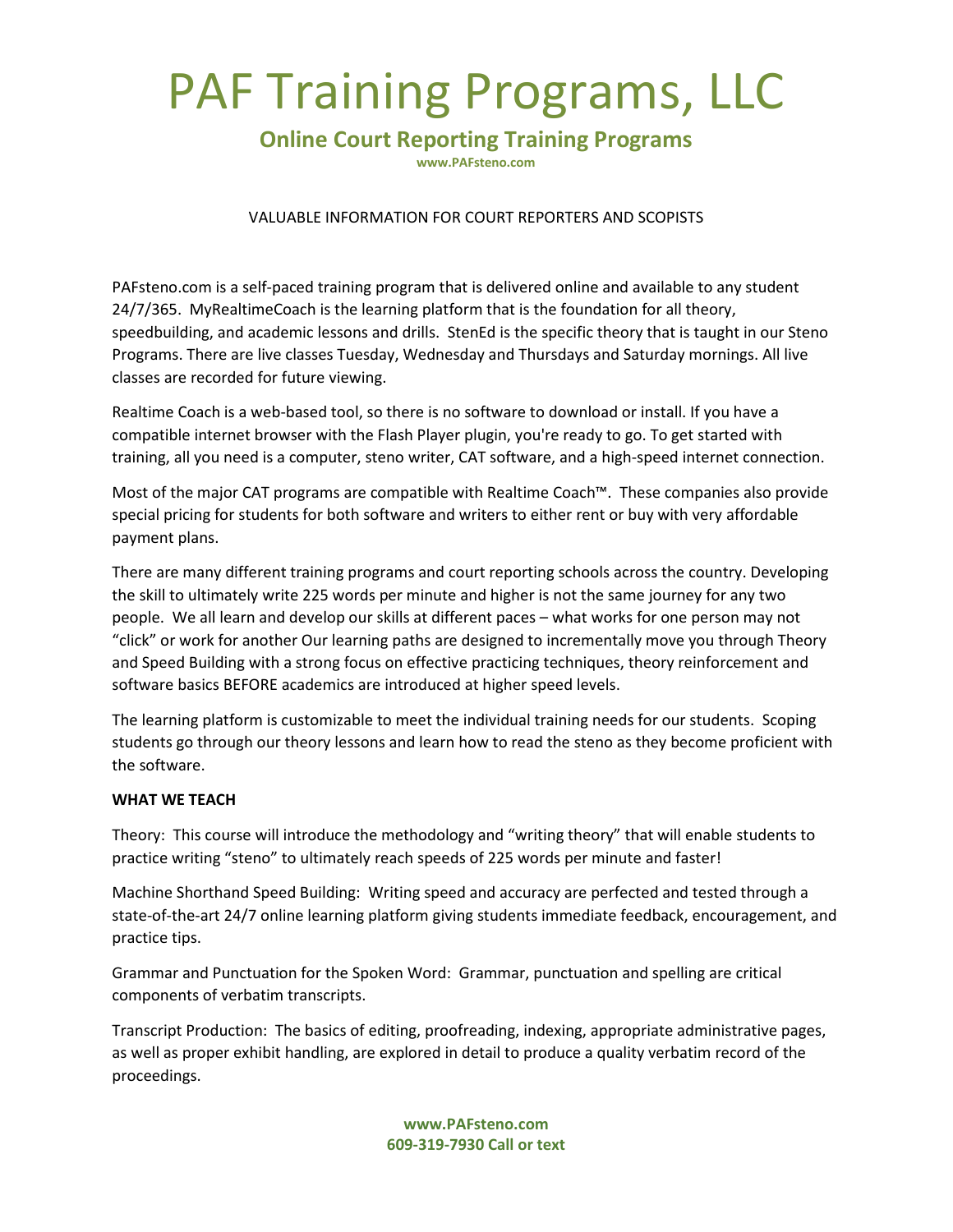# PAF Training Programs, LLC

## Online Court Reporting Training Programs

**www.PAFsteno.com**

VALUABLE INFORMATION FOR COURT REPORTERS AND SCOPISTS

PAFsteno.com is a self-paced training program that is delivered online and available to any student 24/7/365. MyRealtimeCoach is the learning platform that is the foundation for all theory, speedbuilding, and academic lessons and drills. StenEd is the specific theory that is taught in our Steno Programs. There are live classes Tuesday, Wednesday and Thursdays and Saturday mornings. All live classes are recorded for future viewing.

Realtime Coach is a web-based tool, so there is no software to download or install. If you have a compatible internet browser with the Flash Player plugin, you're ready to go. To get started with training, all you need is a computer, steno writer, CAT software, and a high-speed internet connection.

Most of the major CAT programs are compatible with Realtime Coach™. These companies also provide special pricing for students for both software and writers to either rent or buy with very affordable payment plans.

There are many different training programs and court reporting schools across the country. Developing the skill to ultimately write 225 words per minute and higher is not the same journey for any two people. We all learn and develop our skills at different paces – what works for one person may not "click" or work for another Our learning paths are designed to incrementally move you through Theory and Speed Building with a strong focus on effective practicing techniques, theory reinforcement and software basics BEFORE academics are introduced at higher speed levels.

The learning platform is customizable to meet the individual training needs for our students. Scoping students go through our theory lessons and learn how to read the steno as they become proficient with the software.

**WHAT WE TEACH**

Theory: This course will introduce the methodology and "writing theory" that will enable students to practice writing "steno" to ultimately reach speeds of 225 words per minute and faster!

Machine Shorthand Speed Building: Writing speed and accuracy are perfected and tested through a state-of-the-art 24/7 online learning platform giving students immediate feedback, encouragement, and practice tips.

Grammar and Punctuation for the Spoken Word: Grammar, punctuation and spelling are critical components of verbatim transcripts.

Transcript Production: The basics of editing, proofreading, indexing, appropriate administrative pages, as well as proper exhibit handling, are explored in detail to produce a quality verbatim record of the proceedings.

**www.PAFsteno.com**
**609-319-7930 Call or text**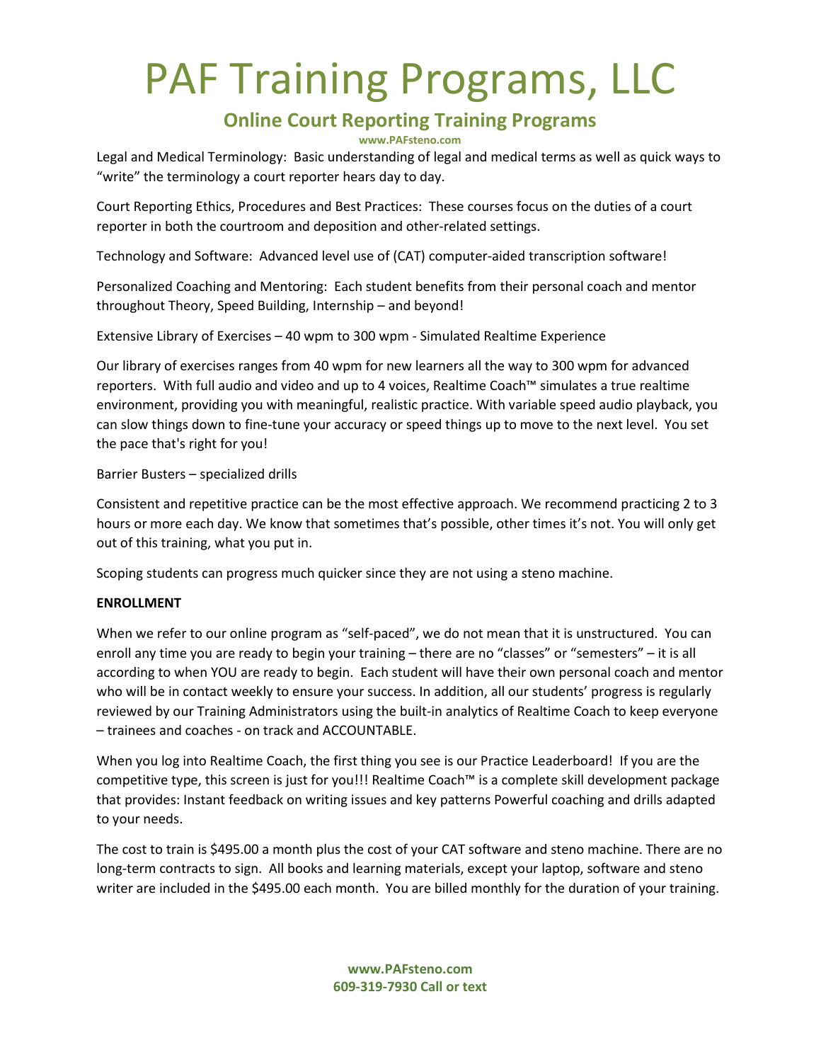# PAF Training Programs, LLC

## Online Court Reporting Training Programs

**www.PAFsteno.com**

Legal and Medical Terminology: Basic understanding of legal and medical terms as well as quick ways to "write" the terminology a court reporter hears day to day.

Court Reporting Ethics, Procedures and Best Practices: These courses focus on the duties of a court reporter in both the courtroom and deposition and other-related settings.

Technology and Software: Advanced level use of (CAT) computer-aided transcription software!

Personalized Coaching and Mentoring: Each student benefits from their personal coach and mentor throughout Theory, Speed Building, Internship – and beyond!

Extensive Library of Exercises – 40 wpm to 300 wpm - Simulated Realtime Experience

Our library of exercises ranges from 40 wpm for new learners all the way to 300 wpm for advanced reporters. With full audio and video and up to 4 voices, Realtime Coach™ simulates a true realtime environment, providing you with meaningful, realistic practice. With variable speed audio playback, you can slow things down to fine-tune your accuracy or speed things up to move to the next level. You set the pace that's right for you!

Barrier Busters – specialized drills

Consistent and repetitive practice can be the most effective approach. We recommend practicing 2 to 3 hours or more each day. We know that sometimes that's possible, other times it's not. You will only get out of this training, what you put in.

Scoping students can progress much quicker since they are not using a steno machine.

**ENROLLMENT**

When we refer to our online program as "self-paced", we do not mean that it is unstructured. You can enroll any time you are ready to begin your training – there are no "classes" or "semesters" – it is all according to when YOU are ready to begin. Each student will have their own personal coach and mentor who will be in contact weekly to ensure your success. In addition, all our students' progress is regularly reviewed by our Training Administrators using the built-in analytics of Realtime Coach to keep everyone – trainees and coaches - on track and ACCOUNTABLE.

When you log into Realtime Coach, the first thing you see is our Practice Leaderboard! If you are the competitive type, this screen is just for you!!! Realtime Coach™ is a complete skill development package that provides: Instant feedback on writing issues and key patterns Powerful coaching and drills adapted to your needs.

The cost to train is $495.00 a month plus the cost of your CAT software and steno machine. There are no long-term contracts to sign. All books and learning materials, except your laptop, software and steno writer are included in the $495.00 each month. You are billed monthly for the duration of your training.

**www.PAFsteno.com**
**609-319-7930 Call or text**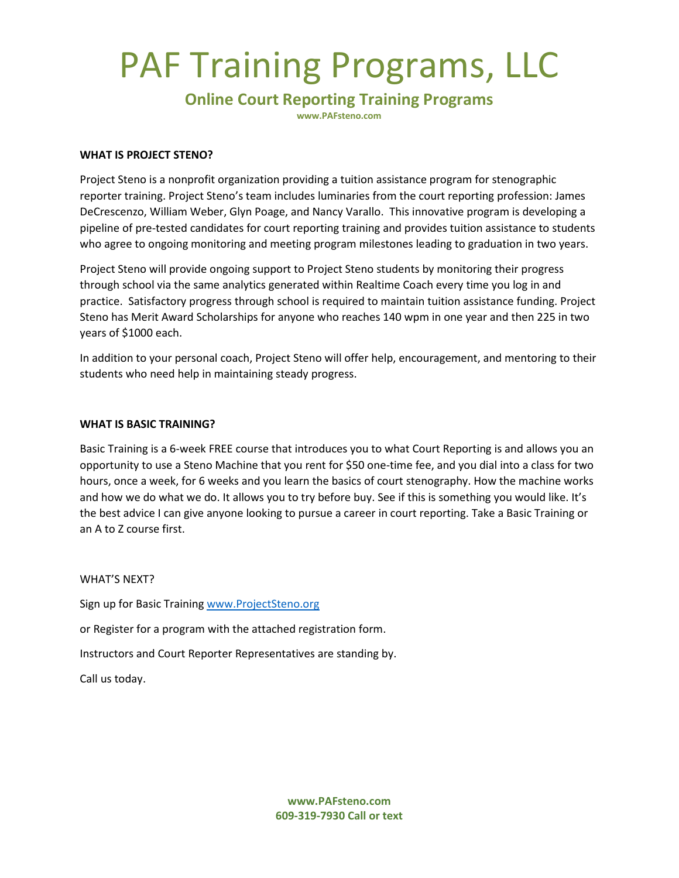# PAF Training Programs, LLC

## Online Court Reporting Training Programs

**www.PAFsteno.com**

**WHAT IS PROJECT STENO?**

Project Steno is a nonprofit organization providing a tuition assistance program for stenographic reporter training. Project Steno's team includes luminaries from the court reporting profession: James DeCrescenzo, William Weber, Glyn Poage, and Nancy Varallo. This innovative program is developing a pipeline of pre-tested candidates for court reporting training and provides tuition assistance to students who agree to ongoing monitoring and meeting program milestones leading to graduation in two years.

Project Steno will provide ongoing support to Project Steno students by monitoring their progress through school via the same analytics generated within Realtime Coach every time you log in and practice. Satisfactory progress through school is required to maintain tuition assistance funding. Project Steno has Merit Award Scholarships for anyone who reaches 140 wpm in one year and then 225 in two years of $1000 each.

In addition to your personal coach, Project Steno will offer help, encouragement, and mentoring to their students who need help in maintaining steady progress.

**WHAT IS BASIC TRAINING?**

Basic Training is a 6-week FREE course that introduces you to what Court Reporting is and allows you an opportunity to use a Steno Machine that you rent for $50 one-time fee, and you dial into a class for two hours, once a week, for 6 weeks and you learn the basics of court stenography. How the machine works and how we do what we do. It allows you to try before buy. See if this is something you would like. It's the best advice I can give anyone looking to pursue a career in court reporting. Take a Basic Training or an A to Z course first.

WHAT'S NEXT?

Sign up for Basic Training [www.ProjectSteno.org](http://www.ProjectSteno.org)

or Register for a program with the attached registration form.

Instructors and Court Reporter Representatives are standing by.

Call us today.

**www.PAFsteno.com**
**609-319-7930 Call or text**